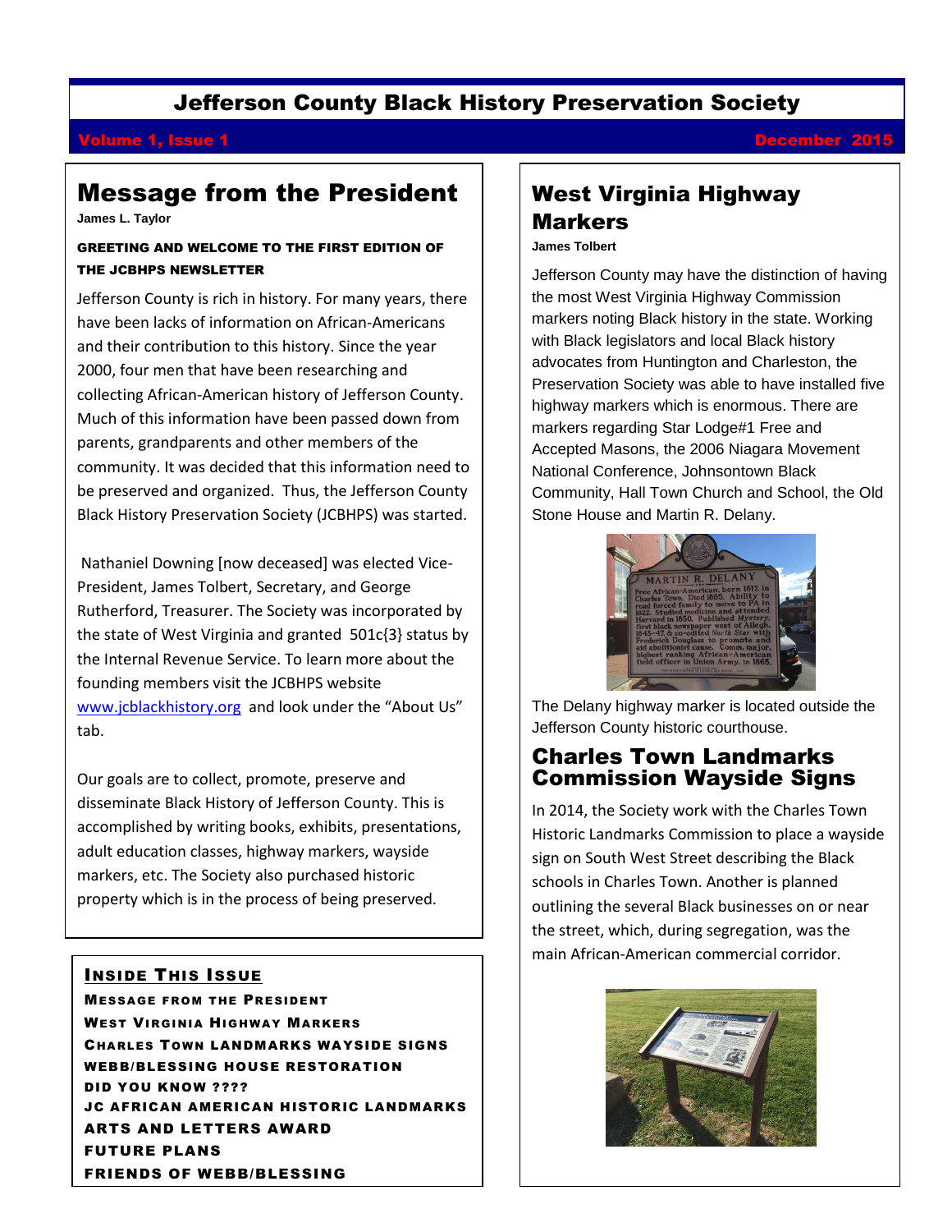# Jefferson County Black History Preservation Society

Volume 1, Issue 1 — December 2015

## Message from the President

**James L. Taylor**

**GREETING AND WELCOME TO THE FIRST EDITION OF THE JCBHPS NEWSLETTER**

Jefferson County is rich in history. For many years, there have been lacks of information on African-Americans and their contribution to this history. Since the year 2000, four men that have been researching and collecting African-American history of Jefferson County. Much of this information have been passed down from parents, grandparents and other members of the community. It was decided that this information need to be preserved and organized. Thus, the Jefferson County Black History Preservation Society (JCBHPS) was started.

Nathaniel Downing [now deceased] was elected Vice-President, James Tolbert, Secretary, and George Rutherford, Treasurer. The Society was incorporated by the state of West Virginia and granted 501c{3} status by the Internal Revenue Service. To learn more about the founding members visit the JCBHPS website www.jcblackhistory.org and look under the "About Us" tab.

Our goals are to collect, promote, preserve and disseminate Black History of Jefferson County. This is accomplished by writing books, exhibits, presentations, adult education classes, highway markers, wayside markers, etc. The Society also purchased historic property which is in the process of being preserved.

### INSIDE THIS ISSUE

- MESSAGE FROM THE PRESIDENT
- WEST VIRGINIA HIGHWAY MARKERS
- CHARLES TOWN LANDMARKS WAYSIDE SIGNS
- WEBB/BLESSING HOUSE RESTORATION
- DID YOU KNOW ????
- JC AFRICAN AMERICAN HISTORIC LANDMARKS
- ARTS AND LETTERS AWARD
- FUTURE PLANS
- FRIENDS OF WEBB/BLESSING

## West Virginia Highway Markers

**James Tolbert**

Jefferson County may have the distinction of having the most West Virginia Highway Commission markers noting Black history in the state. Working with Black legislators and local Black history advocates from Huntington and Charleston, the Preservation Society was able to have installed five highway markers which is enormous. There are markers regarding Star Lodge#1 Free and Accepted Masons, the 2006 Niagara Movement National Conference, Johnsontown Black Community, Hall Town Church and School, the Old Stone House and Martin R. Delany.

The Delany highway marker is located outside the Jefferson County historic courthouse.

## Charles Town Landmarks Commission Wayside Signs

In 2014, the Society work with the Charles Town Historic Landmarks Commission to place a wayside sign on South West Street describing the Black schools in Charles Town. Another is planned outlining the several Black businesses on or near the street, which, during segregation, was the main African-American commercial corridor.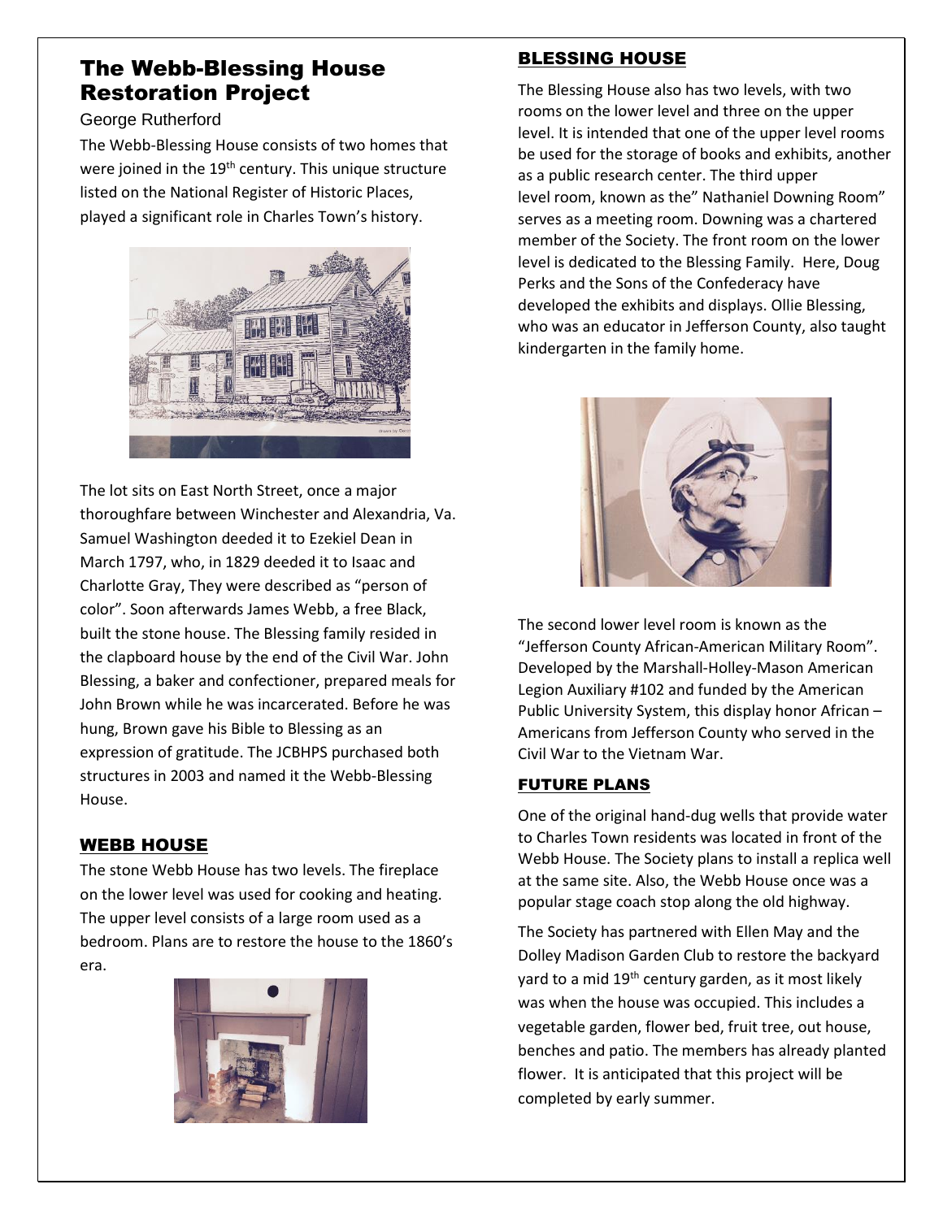## The Webb-Blessing House Restoration Project

George Rutherford

The Webb-Blessing House consists of two homes that were joined in the 19th century. This unique structure listed on the National Register of Historic Places, played a significant role in Charles Town's history.

The lot sits on East North Street, once a major thoroughfare between Winchester and Alexandria, Va. Samuel Washington deeded it to Ezekiel Dean in March 1797, who, in 1829 deeded it to Isaac and Charlotte Gray, They were described as "person of color". Soon afterwards James Webb, a free Black, built the stone house. The Blessing family resided in the clapboard house by the end of the Civil War. John Blessing, a baker and confectioner, prepared meals for John Brown while he was incarcerated. Before he was hung, Brown gave his Bible to Blessing as an expression of gratitude. The JCBHPS purchased both structures in 2003 and named it the Webb-Blessing House.

### WEBB HOUSE

The stone Webb House has two levels. The fireplace on the lower level was used for cooking and heating. The upper level consists of a large room used as a bedroom. Plans are to restore the house to the 1860's era.

### BLESSING HOUSE

The Blessing House also has two levels, with two rooms on the lower level and three on the upper level. It is intended that one of the upper level rooms be used for the storage of books and exhibits, another as a public research center. The third upper level room, known as the" Nathaniel Downing Room" serves as a meeting room. Downing was a chartered member of the Society. The front room on the lower level is dedicated to the Blessing Family. Here, Doug Perks and the Sons of the Confederacy have developed the exhibits and displays. Ollie Blessing, who was an educator in Jefferson County, also taught kindergarten in the family home.

The second lower level room is known as the "Jefferson County African-American Military Room". Developed by the Marshall-Holley-Mason American Legion Auxiliary #102 and funded by the American Public University System, this display honor African – Americans from Jefferson County who served in the Civil War to the Vietnam War.

### FUTURE PLANS

One of the original hand-dug wells that provide water to Charles Town residents was located in front of the Webb House. The Society plans to install a replica well at the same site. Also, the Webb House once was a popular stage coach stop along the old highway.

The Society has partnered with Ellen May and the Dolley Madison Garden Club to restore the backyard yard to a mid 19th century garden, as it most likely was when the house was occupied. This includes a vegetable garden, flower bed, fruit tree, out house, benches and patio. The members has already planted flower. It is anticipated that this project will be completed by early summer.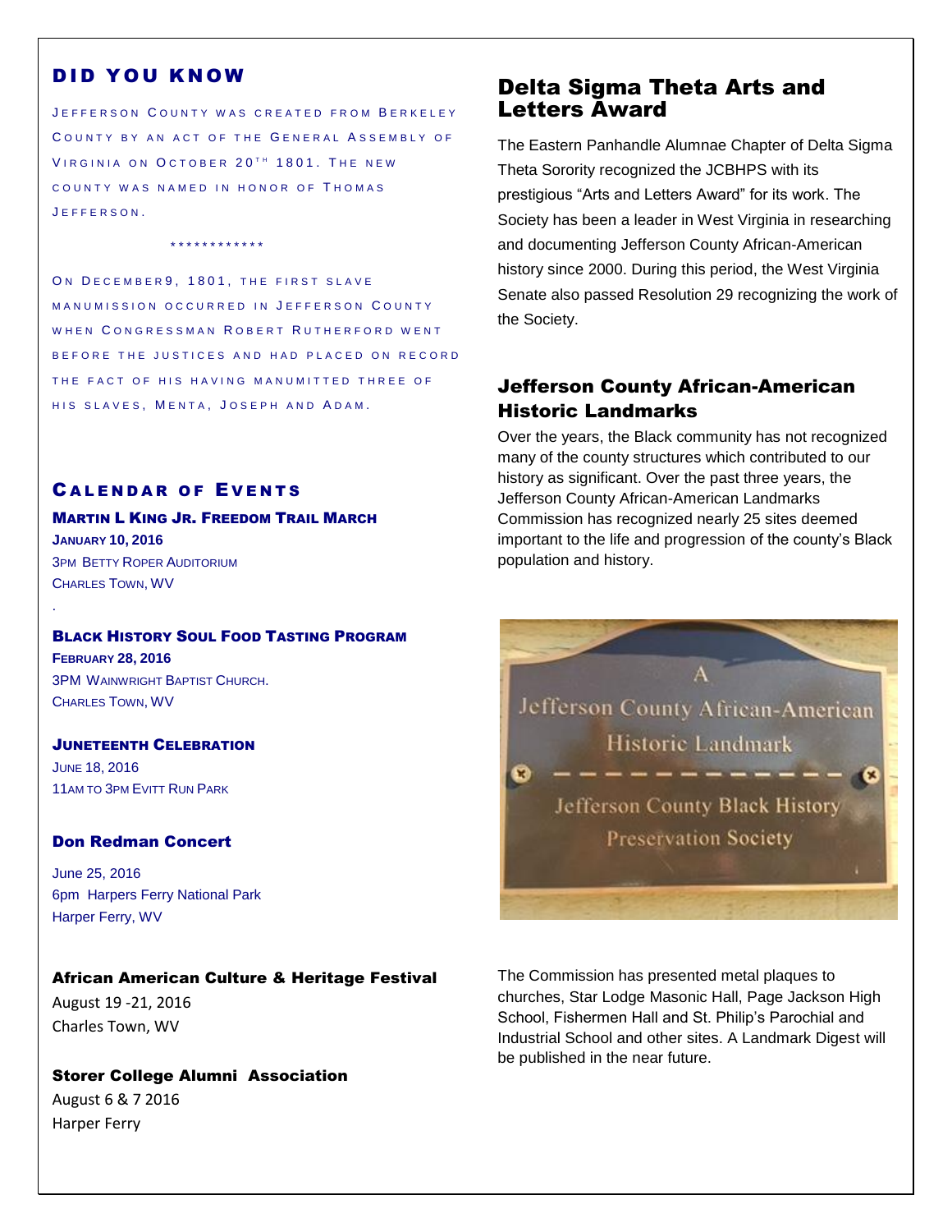## DID YOU KNOW

Jefferson County was created from Berkeley County by an act of the General Assembly of Virginia on October 20th 1801. The new county was named in honor of Thomas Jefferson.

************

On December9, 1801, the first slave manumission occurred in Jefferson County when Congressman Robert Rutherford went before the justices and had placed on record the fact of his having manumitted three of his slaves, Menta, Joseph and Adam.

## Calendar of Events

**Martin L King Jr. Freedom Trail March**
**January 10, 2016**
3pm Betty Roper Auditorium
Charles Town, WV

.

**Black History Soul Food Tasting Program**
**February 28, 2016**
3PM Wainwright Baptist Church.
Charles Town, WV

**Juneteenth Celebration**
June 18, 2016
11am to 3pm Evitt Run Park

**Don Redman Concert**

June 25, 2016
6pm Harpers Ferry National Park
Harper Ferry, WV

**African American Culture & Heritage Festival**
August 19 -21, 2016
Charles Town, WV

**Storer College Alumni Association**
August 6 & 7 2016
Harper Ferry

## Delta Sigma Theta Arts and Letters Award

The Eastern Panhandle Alumnae Chapter of Delta Sigma Theta Sorority recognized the JCBHPS with its prestigious "Arts and Letters Award" for its work. The Society has been a leader in West Virginia in researching and documenting Jefferson County African-American history since 2000. During this period, the West Virginia Senate also passed Resolution 29 recognizing the work of the Society.

## Jefferson County African-American Historic Landmarks

Over the years, the Black community has not recognized many of the county structures which contributed to our history as significant. Over the past three years, the Jefferson County African-American Landmarks Commission has recognized nearly 25 sites deemed important to the life and progression of the county's Black population and history.

A
Jefferson County African-American
Historic Landmark
Jefferson County Black History
Preservation Society

The Commission has presented metal plaques to churches, Star Lodge Masonic Hall, Page Jackson High School, Fishermen Hall and St. Philip's Parochial and Industrial School and other sites. A Landmark Digest will be published in the near future.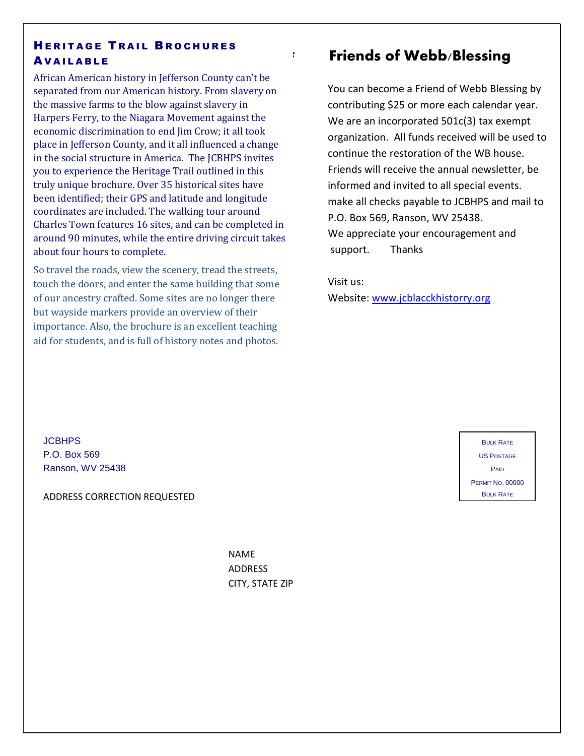## Heritage Trail Brochures Available

African American history in Jefferson County can't be separated from our American history. From slavery on the massive farms to the blow against slavery in Harpers Ferry, to the Niagara Movement against the economic discrimination to end Jim Crow; it all took place in Jefferson County, and it all influenced a change in the social structure in America. The JCBHPS invites you to experience the Heritage Trail outlined in this truly unique brochure. Over 35 historical sites have been identified; their GPS and latitude and longitude coordinates are included. The walking tour around Charles Town features 16 sites, and can be completed in around 90 minutes, while the entire driving circuit takes about four hours to complete.

So travel the roads, view the scenery, tread the streets, touch the doors, and enter the same building that some of our ancestry crafted. Some sites are no longer there but wayside markers provide an overview of their importance. Also, the brochure is an excellent teaching aid for students, and is full of history notes and photos.

## Friends of Webb/Blessing

You can become a Friend of Webb Blessing by contributing $25 or more each calendar year. We are an incorporated 501c(3) tax exempt organization. All funds received will be used to continue the restoration of the WB house. Friends will receive the annual newsletter, be informed and invited to all special events. make all checks payable to JCBHPS and mail to P.O. Box 569, Ranson, WV 25438.
We appreciate your encouragement and support. Thanks

Visit us:
Website: www.jcblacckhistorry.org

JCBHPS
P.O. Box 569
Ranson, WV 25438

ADDRESS CORRECTION REQUESTED

BULK RATE
US POSTAGE
PAID
PERMIT NO. 00000
BULK RATE

NAME
ADDRESS
CITY, STATE ZIP